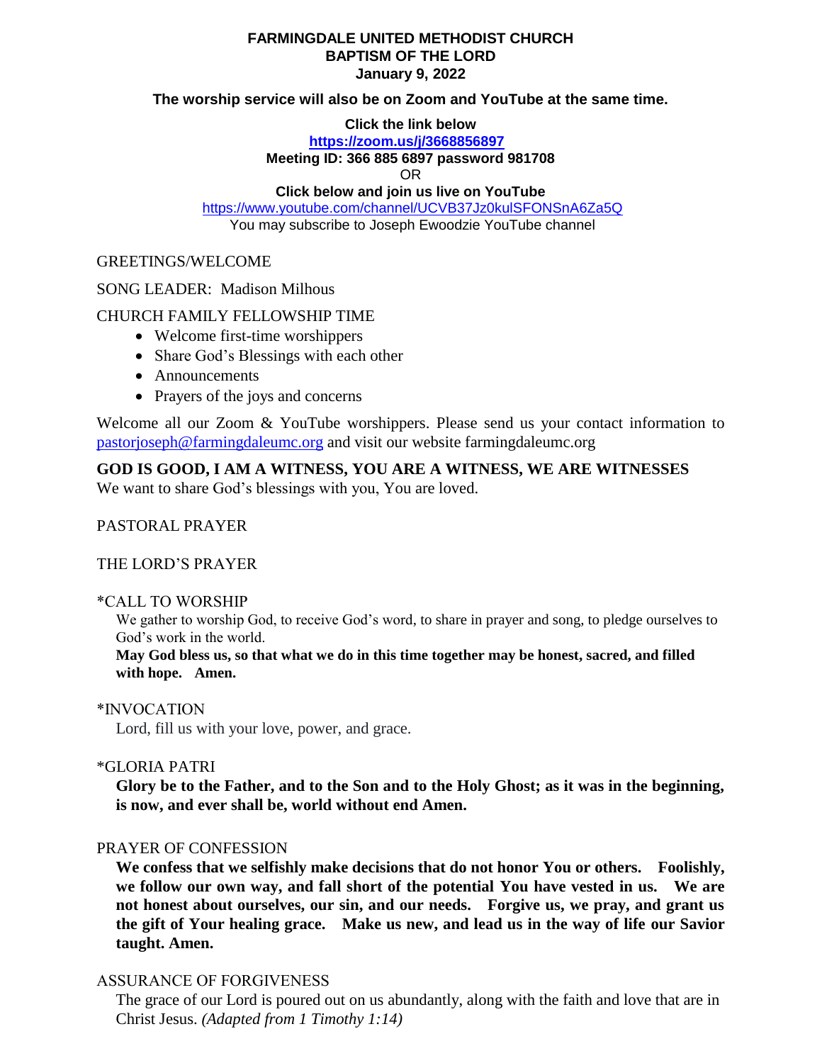**FARMINGDALE UNITED METHODIST CHURCH**
**BAPTISM OF THE LORD**
**January 9, 2022**

**The worship service will also be on Zoom and YouTube at the same time.**

**Click the link below**
**https://zoom.us/j/3668856897**
**Meeting ID: 366 885 6897 password 981708**
OR
**Click below and join us live on YouTube**
https://www.youtube.com/channel/UCVB37Jz0kulSFONSnA6Za5Q
You may subscribe to Joseph Ewoodzie YouTube channel

GREETINGS/WELCOME

SONG LEADER: Madison Milhous

CHURCH FAMILY FELLOWSHIP TIME

- Welcome first-time worshippers
- Share God's Blessings with each other
- Announcements
- Prayers of the joys and concerns

Welcome all our Zoom & YouTube worshippers. Please send us your contact information to pastorjoseph@farmingdaleumc.org and visit our website farmingdaleumc.org

**GOD IS GOOD, I AM A WITNESS, YOU ARE A WITNESS, WE ARE WITNESSES**
We want to share God's blessings with you, You are loved.

PASTORAL PRAYER

THE LORD'S PRAYER

*CALL TO WORSHIP

We gather to worship God, to receive God's word, to share in prayer and song, to pledge ourselves to God's work in the world.

**May God bless us, so that what we do in this time together may be honest, sacred, and filled with hope. Amen.**

*INVOCATION

Lord, fill us with your love, power, and grace.

*GLORIA PATRI

**Glory be to the Father, and to the Son and to the Holy Ghost; as it was in the beginning, is now, and ever shall be, world without end Amen.**

PRAYER OF CONFESSION

**We confess that we selfishly make decisions that do not honor You or others. Foolishly, we follow our own way, and fall short of the potential You have vested in us. We are not honest about ourselves, our sin, and our needs. Forgive us, we pray, and grant us the gift of Your healing grace. Make us new, and lead us in the way of life our Savior taught. Amen.**

ASSURANCE OF FORGIVENESS

The grace of our Lord is poured out on us abundantly, along with the faith and love that are in Christ Jesus. *(Adapted from 1 Timothy 1:14)*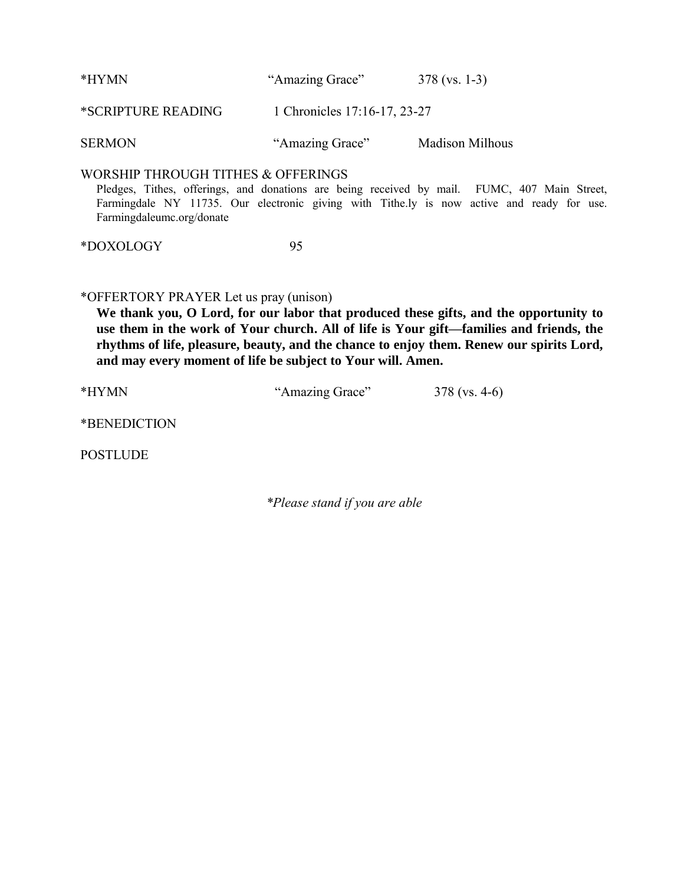*HYMN "Amazing Grace" 378 (vs. 1-3)

*SCRIPTURE READING 1 Chronicles 17:16-17, 23-27

SERMON "Amazing Grace" Madison Milhous

WORSHIP THROUGH TITHES & OFFERINGS

Pledges, Tithes, offerings, and donations are being received by mail. FUMC, 407 Main Street, Farmingdale NY 11735. Our electronic giving with Tithe.ly is now active and ready for use. Farmingdaleumc.org/donate

*DOXOLOGY 95

*OFFERTORY PRAYER Let us pray (unison)

**We thank you, O Lord, for our labor that produced these gifts, and the opportunity to use them in the work of Your church. All of life is Your gift—families and friends, the rhythms of life, pleasure, beauty, and the chance to enjoy them. Renew our spirits Lord, and may every moment of life be subject to Your will. Amen.**

*HYMN "Amazing Grace" 378 (vs. 4-6)

*BENEDICTION

POSTLUDE

*\*Please stand if you are able*